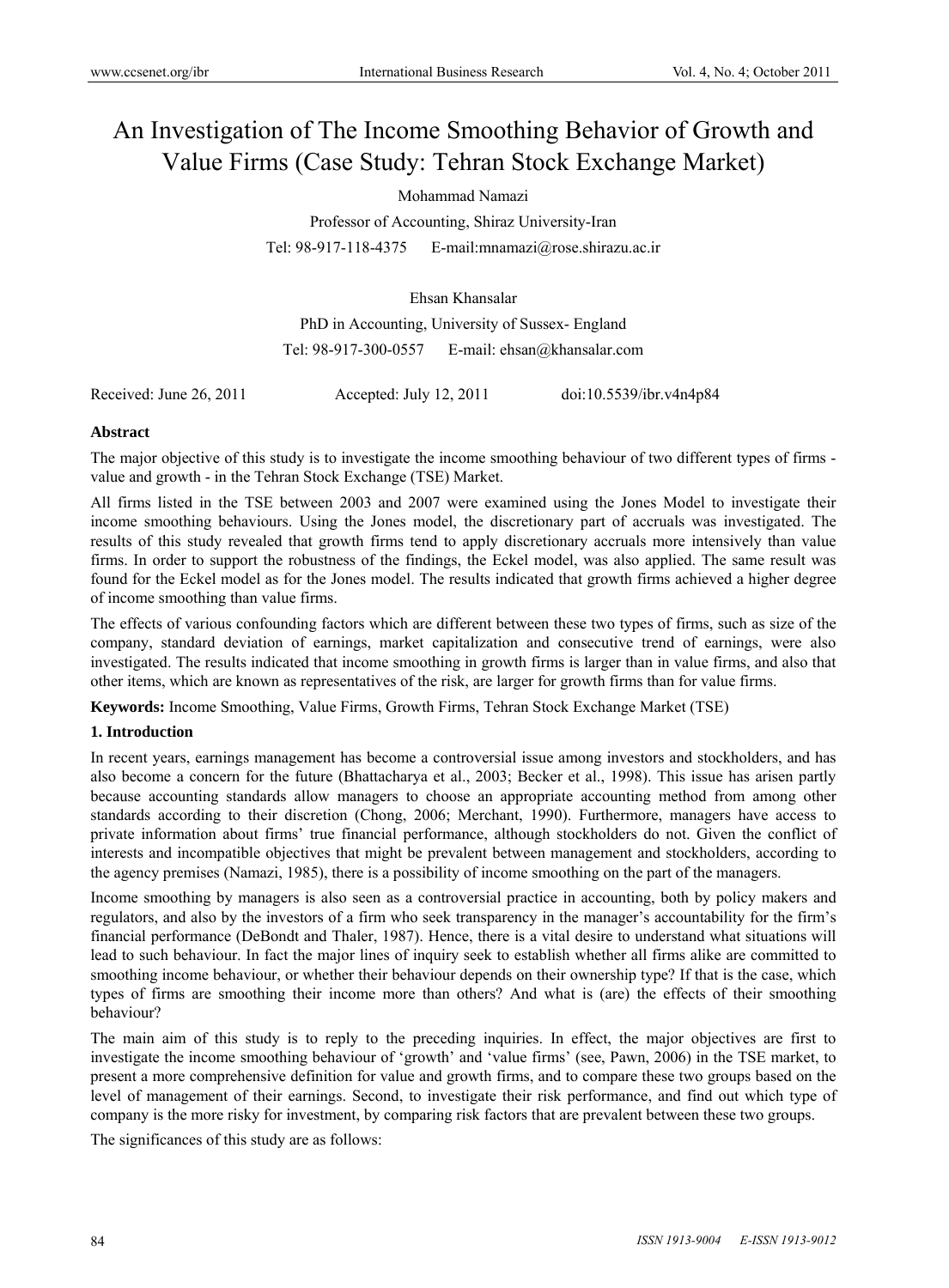# An Investigation of The Income Smoothing Behavior of Growth and Value Firms (Case Study: Tehran Stock Exchange Market)

Mohammad Namazi

Professor of Accounting, Shiraz University-Iran

Tel: 98-917-118-4375  E-mail:mnamazi@rose.shirazu.ac.ir

Ehsan Khansalar

PhD in Accounting, University of Sussex- England

Tel: 98-917-300-0557  E-mail: ehsan@khansalar.com

Received: June 26, 2011  Accepted: July 12, 2011  doi:10.5539/ibr.v4n4p84

## Abstract

The major objective of this study is to investigate the income smoothing behaviour of two different types of firms - value and growth - in the Tehran Stock Exchange (TSE) Market.

All firms listed in the TSE between 2003 and 2007 were examined using the Jones Model to investigate their income smoothing behaviours. Using the Jones model, the discretionary part of accruals was investigated. The results of this study revealed that growth firms tend to apply discretionary accruals more intensively than value firms. In order to support the robustness of the findings, the Eckel model, was also applied. The same result was found for the Eckel model as for the Jones model. The results indicated that growth firms achieved a higher degree of income smoothing than value firms.

The effects of various confounding factors which are different between these two types of firms, such as size of the company, standard deviation of earnings, market capitalization and consecutive trend of earnings, were also investigated. The results indicated that income smoothing in growth firms is larger than in value firms, and also that other items, which are known as representatives of the risk, are larger for growth firms than for value firms.

**Keywords:** Income Smoothing, Value Firms, Growth Firms, Tehran Stock Exchange Market (TSE)

## 1. Introduction

In recent years, earnings management has become a controversial issue among investors and stockholders, and has also become a concern for the future (Bhattacharya et al., 2003; Becker et al., 1998). This issue has arisen partly because accounting standards allow managers to choose an appropriate accounting method from among other standards according to their discretion (Chong, 2006; Merchant, 1990). Furthermore, managers have access to private information about firms' true financial performance, although stockholders do not. Given the conflict of interests and incompatible objectives that might be prevalent between management and stockholders, according to the agency premises (Namazi, 1985), there is a possibility of income smoothing on the part of the managers.

Income smoothing by managers is also seen as a controversial practice in accounting, both by policy makers and regulators, and also by the investors of a firm who seek transparency in the manager's accountability for the firm's financial performance (DeBondt and Thaler, 1987). Hence, there is a vital desire to understand what situations will lead to such behaviour. In fact the major lines of inquiry seek to establish whether all firms alike are committed to smoothing income behaviour, or whether their behaviour depends on their ownership type? If that is the case, which types of firms are smoothing their income more than others? And what is (are) the effects of their smoothing behaviour?

The main aim of this study is to reply to the preceding inquiries. In effect, the major objectives are first to investigate the income smoothing behaviour of 'growth' and 'value firms' (see, Pawn, 2006) in the TSE market, to present a more comprehensive definition for value and growth firms, and to compare these two groups based on the level of management of their earnings. Second, to investigate their risk performance, and find out which type of company is the more risky for investment, by comparing risk factors that are prevalent between these two groups.

The significances of this study are as follows: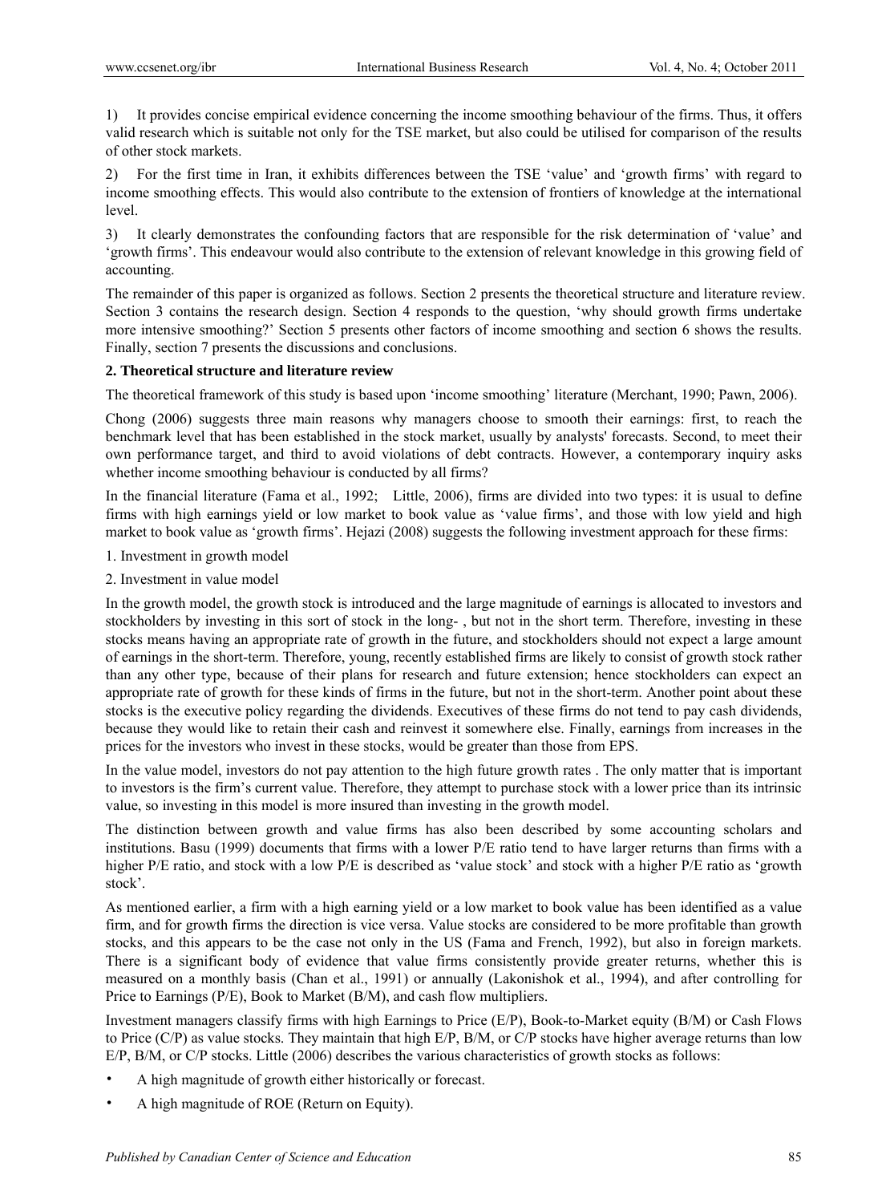1) It provides concise empirical evidence concerning the income smoothing behaviour of the firms. Thus, it offers valid research which is suitable not only for the TSE market, but also could be utilised for comparison of the results of other stock markets.

2) For the first time in Iran, it exhibits differences between the TSE 'value' and 'growth firms' with regard to income smoothing effects. This would also contribute to the extension of frontiers of knowledge at the international level.

3) It clearly demonstrates the confounding factors that are responsible for the risk determination of 'value' and 'growth firms'. This endeavour would also contribute to the extension of relevant knowledge in this growing field of accounting.

The remainder of this paper is organized as follows. Section 2 presents the theoretical structure and literature review. Section 3 contains the research design. Section 4 responds to the question, 'why should growth firms undertake more intensive smoothing?' Section 5 presents other factors of income smoothing and section 6 shows the results. Finally, section 7 presents the discussions and conclusions.

## 2. Theoretical structure and literature review

The theoretical framework of this study is based upon 'income smoothing' literature (Merchant, 1990; Pawn, 2006).

Chong (2006) suggests three main reasons why managers choose to smooth their earnings: first, to reach the benchmark level that has been established in the stock market, usually by analysts' forecasts. Second, to meet their own performance target, and third to avoid violations of debt contracts. However, a contemporary inquiry asks whether income smoothing behaviour is conducted by all firms?

In the financial literature (Fama et al., 1992; Little, 2006), firms are divided into two types: it is usual to define firms with high earnings yield or low market to book value as 'value firms', and those with low yield and high market to book value as 'growth firms'. Hejazi (2008) suggests the following investment approach for these firms:

1. Investment in growth model
2. Investment in value model

In the growth model, the growth stock is introduced and the large magnitude of earnings is allocated to investors and stockholders by investing in this sort of stock in the long- , but not in the short term. Therefore, investing in these stocks means having an appropriate rate of growth in the future, and stockholders should not expect a large amount of earnings in the short-term. Therefore, young, recently established firms are likely to consist of growth stock rather than any other type, because of their plans for research and future extension; hence stockholders can expect an appropriate rate of growth for these kinds of firms in the future, but not in the short-term. Another point about these stocks is the executive policy regarding the dividends. Executives of these firms do not tend to pay cash dividends, because they would like to retain their cash and reinvest it somewhere else. Finally, earnings from increases in the prices for the investors who invest in these stocks, would be greater than those from EPS.

In the value model, investors do not pay attention to the high future growth rates . The only matter that is important to investors is the firm's current value. Therefore, they attempt to purchase stock with a lower price than its intrinsic value, so investing in this model is more insured than investing in the growth model.

The distinction between growth and value firms has also been described by some accounting scholars and institutions. Basu (1999) documents that firms with a lower P/E ratio tend to have larger returns than firms with a higher P/E ratio, and stock with a low P/E is described as 'value stock' and stock with a higher P/E ratio as 'growth stock'.

As mentioned earlier, a firm with a high earning yield or a low market to book value has been identified as a value firm, and for growth firms the direction is vice versa. Value stocks are considered to be more profitable than growth stocks, and this appears to be the case not only in the US (Fama and French, 1992), but also in foreign markets. There is a significant body of evidence that value firms consistently provide greater returns, whether this is measured on a monthly basis (Chan et al., 1991) or annually (Lakonishok et al., 1994), and after controlling for Price to Earnings (P/E), Book to Market (B/M), and cash flow multipliers.

Investment managers classify firms with high Earnings to Price (E/P), Book-to-Market equity (B/M) or Cash Flows to Price (C/P) as value stocks. They maintain that high E/P, B/M, or C/P stocks have higher average returns than low E/P, B/M, or C/P stocks. Little (2006) describes the various characteristics of growth stocks as follows:

- A high magnitude of growth either historically or forecast.
- A high magnitude of ROE (Return on Equity).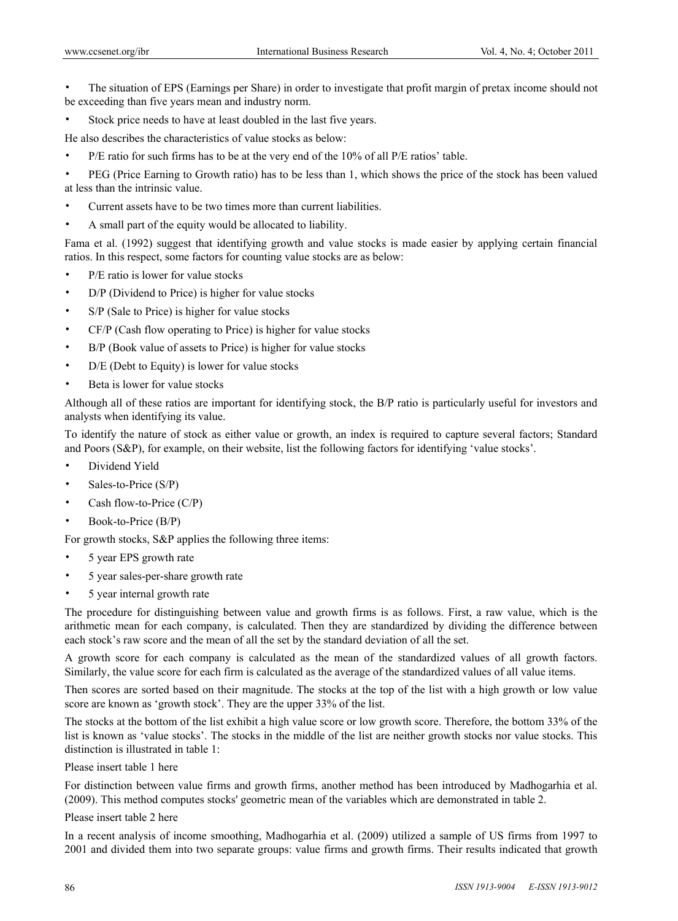- The situation of EPS (Earnings per Share) in order to investigate that profit margin of pretax income should not be exceeding than five years mean and industry norm.
- Stock price needs to have at least doubled in the last five years.

He also describes the characteristics of value stocks as below:

- P/E ratio for such firms has to be at the very end of the 10% of all P/E ratios' table.
- PEG (Price Earning to Growth ratio) has to be less than 1, which shows the price of the stock has been valued at less than the intrinsic value.
- Current assets have to be two times more than current liabilities.
- A small part of the equity would be allocated to liability.

Fama et al. (1992) suggest that identifying growth and value stocks is made easier by applying certain financial ratios. In this respect, some factors for counting value stocks are as below:

- P/E ratio is lower for value stocks
- D/P (Dividend to Price) is higher for value stocks
- S/P (Sale to Price) is higher for value stocks
- CF/P (Cash flow operating to Price) is higher for value stocks
- B/P (Book value of assets to Price) is higher for value stocks
- D/E (Debt to Equity) is lower for value stocks
- Beta is lower for value stocks

Although all of these ratios are important for identifying stock, the B/P ratio is particularly useful for investors and analysts when identifying its value.

To identify the nature of stock as either value or growth, an index is required to capture several factors; Standard and Poors (S&P), for example, on their website, list the following factors for identifying 'value stocks'.

- Dividend Yield
- Sales-to-Price (S/P)
- Cash flow-to-Price (C/P)
- Book-to-Price (B/P)

For growth stocks, S&P applies the following three items:

- 5 year EPS growth rate
- 5 year sales-per-share growth rate
- 5 year internal growth rate

The procedure for distinguishing between value and growth firms is as follows. First, a raw value, which is the arithmetic mean for each company, is calculated. Then they are standardized by dividing the difference between each stock's raw score and the mean of all the set by the standard deviation of all the set.

A growth score for each company is calculated as the mean of the standardized values of all growth factors. Similarly, the value score for each firm is calculated as the average of the standardized values of all value items.

Then scores are sorted based on their magnitude. The stocks at the top of the list with a high growth or low value score are known as 'growth stock'. They are the upper 33% of the list.

The stocks at the bottom of the list exhibit a high value score or low growth score. Therefore, the bottom 33% of the list is known as 'value stocks'. The stocks in the middle of the list are neither growth stocks nor value stocks. This distinction is illustrated in table 1:

Please insert table 1 here

For distinction between value firms and growth firms, another method has been introduced by Madhogarhia et al. (2009). This method computes stocks' geometric mean of the variables which are demonstrated in table 2.

Please insert table 2 here

In a recent analysis of income smoothing, Madhogarhia et al. (2009) utilized a sample of US firms from 1997 to 2001 and divided them into two separate groups: value firms and growth firms. Their results indicated that growth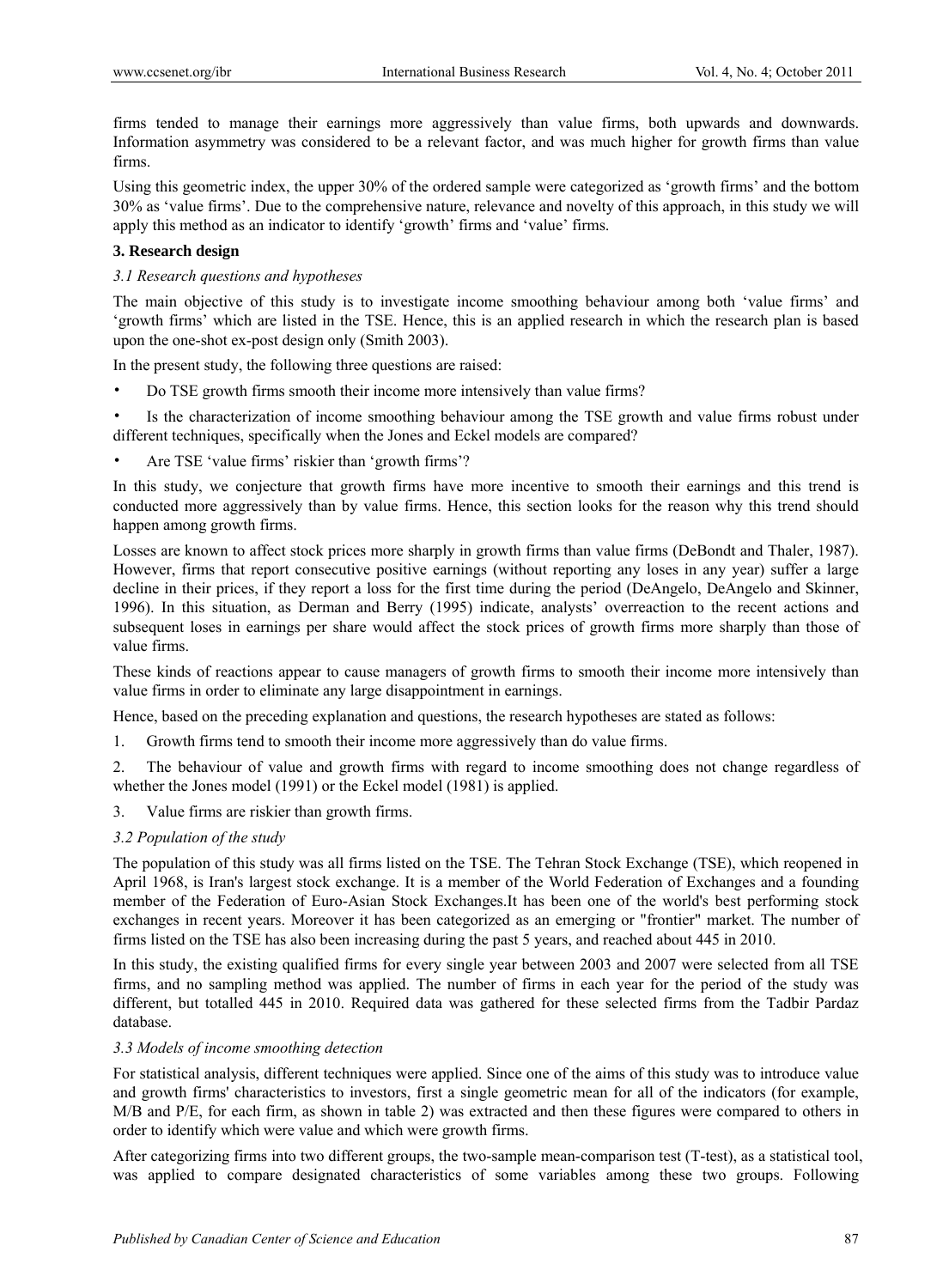firms tended to manage their earnings more aggressively than value firms, both upwards and downwards. Information asymmetry was considered to be a relevant factor, and was much higher for growth firms than value firms.

Using this geometric index, the upper 30% of the ordered sample were categorized as 'growth firms' and the bottom 30% as 'value firms'. Due to the comprehensive nature, relevance and novelty of this approach, in this study we will apply this method as an indicator to identify 'growth' firms and 'value' firms.

## 3. Research design

### *3.1 Research questions and hypotheses*

The main objective of this study is to investigate income smoothing behaviour among both 'value firms' and 'growth firms' which are listed in the TSE. Hence, this is an applied research in which the research plan is based upon the one-shot ex-post design only (Smith 2003).

In the present study, the following three questions are raised:

- Do TSE growth firms smooth their income more intensively than value firms?
- Is the characterization of income smoothing behaviour among the TSE growth and value firms robust under different techniques, specifically when the Jones and Eckel models are compared?
- Are TSE 'value firms' riskier than 'growth firms'?

In this study, we conjecture that growth firms have more incentive to smooth their earnings and this trend is conducted more aggressively than by value firms. Hence, this section looks for the reason why this trend should happen among growth firms.

Losses are known to affect stock prices more sharply in growth firms than value firms (DeBondt and Thaler, 1987). However, firms that report consecutive positive earnings (without reporting any loses in any year) suffer a large decline in their prices, if they report a loss for the first time during the period (DeAngelo, DeAngelo and Skinner, 1996). In this situation, as Derman and Berry (1995) indicate, analysts' overreaction to the recent actions and subsequent loses in earnings per share would affect the stock prices of growth firms more sharply than those of value firms.

These kinds of reactions appear to cause managers of growth firms to smooth their income more intensively than value firms in order to eliminate any large disappointment in earnings.

Hence, based on the preceding explanation and questions, the research hypotheses are stated as follows:

1. Growth firms tend to smooth their income more aggressively than do value firms.
2. The behaviour of value and growth firms with regard to income smoothing does not change regardless of whether the Jones model (1991) or the Eckel model (1981) is applied.
3. Value firms are riskier than growth firms.

### *3.2 Population of the study*

The population of this study was all firms listed on the TSE. The Tehran Stock Exchange (TSE), which reopened in April 1968, is Iran's largest stock exchange. It is a member of the World Federation of Exchanges and a founding member of the Federation of Euro-Asian Stock Exchanges.It has been one of the world's best performing stock exchanges in recent years. Moreover it has been categorized as an emerging or "frontier" market. The number of firms listed on the TSE has also been increasing during the past 5 years, and reached about 445 in 2010.

In this study, the existing qualified firms for every single year between 2003 and 2007 were selected from all TSE firms, and no sampling method was applied. The number of firms in each year for the period of the study was different, but totalled 445 in 2010. Required data was gathered for these selected firms from the Tadbir Pardaz database.

### *3.3 Models of income smoothing detection*

For statistical analysis, different techniques were applied. Since one of the aims of this study was to introduce value and growth firms' characteristics to investors, first a single geometric mean for all of the indicators (for example, M/B and P/E, for each firm, as shown in table 2) was extracted and then these figures were compared to others in order to identify which were value and which were growth firms.

After categorizing firms into two different groups, the two-sample mean-comparison test (T-test), as a statistical tool, was applied to compare designated characteristics of some variables among these two groups. Following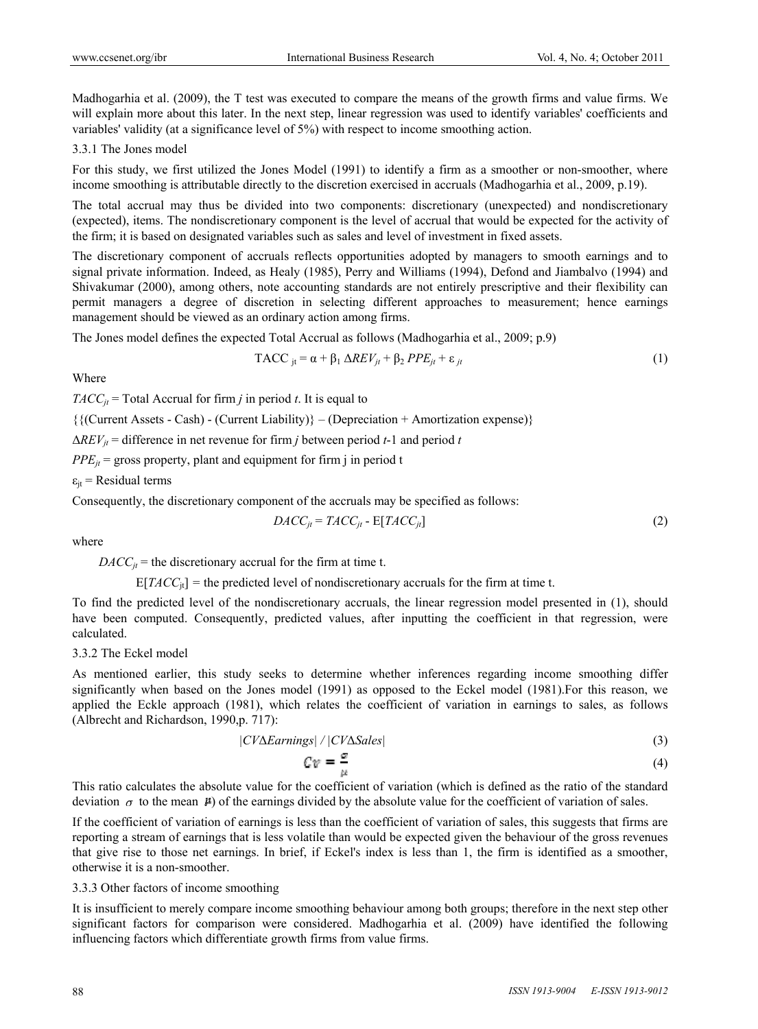Madhogarhia et al. (2009), the T test was executed to compare the means of the growth firms and value firms. We will explain more about this later. In the next step, linear regression was used to identify variables' coefficients and variables' validity (at a significance level of 5%) with respect to income smoothing action.

### 3.3.1 The Jones model

For this study, we first utilized the Jones Model (1991) to identify a firm as a smoother or non-smoother, where income smoothing is attributable directly to the discretion exercised in accruals (Madhogarhia et al., 2009, p.19).

The total accrual may thus be divided into two components: discretionary (unexpected) and nondiscretionary (expected), items. The nondiscretionary component is the level of accrual that would be expected for the activity of the firm; it is based on designated variables such as sales and level of investment in fixed assets.

The discretionary component of accruals reflects opportunities adopted by managers to smooth earnings and to signal private information. Indeed, as Healy (1985), Perry and Williams (1994), Defond and Jiambalvo (1994) and Shivakumar (2000), among others, note accounting standards are not entirely prescriptive and their flexibility can permit managers a degree of discretion in selecting different approaches to measurement; hence earnings management should be viewed as an ordinary action among firms.

The Jones model defines the expected Total Accrual as follows (Madhogarhia et al., 2009; p.9)

$$TACC_{jt} = \alpha + \beta_1 \Delta REV_{jt} + \beta_2 PPE_{jt} + \varepsilon_{jt} \tag{1}$$

Where

$TACC_{jt}$ = Total Accrual for firm *j* in period *t*. It is equal to

{{(Current Assets - Cash) - (Current Liability)} – (Depreciation + Amortization expense)}

$\Delta REV_{jt}$ = difference in net revenue for firm *j* between period *t*-1 and period *t*

$PPE_{jt}$ = gross property, plant and equipment for firm j in period t

$\varepsilon_{jt}$ = Residual terms

Consequently, the discretionary component of the accruals may be specified as follows:

$$DACC_{jt} = TACC_{jt} - E[TACC_{jt}] \tag{2}$$

where

$DACC_{jt}$ = the discretionary accrual for the firm at time t.

$E[TACC_{jt}]$ = the predicted level of nondiscretionary accruals for the firm at time t.

To find the predicted level of the nondiscretionary accruals, the linear regression model presented in (1), should have been computed. Consequently, predicted values, after inputting the coefficient in that regression, were calculated.

### 3.3.2 The Eckel model

As mentioned earlier, this study seeks to determine whether inferences regarding income smoothing differ significantly when based on the Jones model (1991) as opposed to the Eckel model (1981).For this reason, we applied the Eckle approach (1981), which relates the coefficient of variation in earnings to sales, as follows (Albrecht and Richardson, 1990,p. 717):

$$|CV\Delta Earnings| \,/\, |CV\Delta Sales| \tag{3}$$

$$Cv = \frac{\sigma}{\mu} \tag{4}$$

This ratio calculates the absolute value for the coefficient of variation (which is defined as the ratio of the standard deviation $\sigma$ to the mean $\mu$) of the earnings divided by the absolute value for the coefficient of variation of sales.

If the coefficient of variation of earnings is less than the coefficient of variation of sales, this suggests that firms are reporting a stream of earnings that is less volatile than would be expected given the behaviour of the gross revenues that give rise to those net earnings. In brief, if Eckel's index is less than 1, the firm is identified as a smoother, otherwise it is a non-smoother.

### 3.3.3 Other factors of income smoothing

It is insufficient to merely compare income smoothing behaviour among both groups; therefore in the next step other significant factors for comparison were considered. Madhogarhia et al. (2009) have identified the following influencing factors which differentiate growth firms from value firms.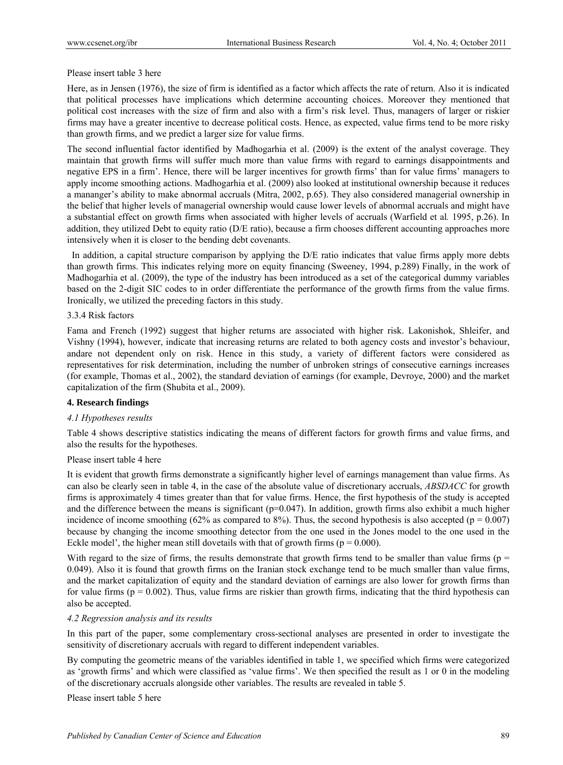Please insert table 3 here

Here, as in Jensen (1976), the size of firm is identified as a factor which affects the rate of return. Also it is indicated that political processes have implications which determine accounting choices. Moreover they mentioned that political cost increases with the size of firm and also with a firm's risk level. Thus, managers of larger or riskier firms may have a greater incentive to decrease political costs. Hence, as expected, value firms tend to be more risky than growth firms, and we predict a larger size for value firms.

The second influential factor identified by Madhogarhia et al. (2009) is the extent of the analyst coverage. They maintain that growth firms will suffer much more than value firms with regard to earnings disappointments and negative EPS in a firm'. Hence, there will be larger incentives for growth firms' than for value firms' managers to apply income smoothing actions. Madhogarhia et al. (2009) also looked at institutional ownership because it reduces a mananger's ability to make abnormal accruals (Mitra, 2002, p.65). They also considered managerial ownership in the belief that higher levels of managerial ownership would cause lower levels of abnormal accruals and might have a substantial effect on growth firms when associated with higher levels of accruals (Warfield et al*.* 1995, p.26). In addition, they utilized Debt to equity ratio (D/E ratio), because a firm chooses different accounting approaches more intensively when it is closer to the bending debt covenants.

In addition, a capital structure comparison by applying the D/E ratio indicates that value firms apply more debts than growth firms. This indicates relying more on equity financing (Sweeney, 1994, p.289) Finally, in the work of Madhogarhia et al. (2009), the type of the industry has been introduced as a set of the categorical dummy variables based on the 2-digit SIC codes to in order differentiate the performance of the growth firms from the value firms. Ironically, we utilized the preceding factors in this study.

3.3.4 Risk factors

Fama and French (1992) suggest that higher returns are associated with higher risk. Lakonishok, Shleifer, and Vishny (1994), however, indicate that increasing returns are related to both agency costs and investor's behaviour, andare not dependent only on risk. Hence in this study, a variety of different factors were considered as representatives for risk determination, including the number of unbroken strings of consecutive earnings increases (for example, Thomas et al., 2002), the standard deviation of earnings (for example, Devroye, 2000) and the market capitalization of the firm (Shubita et al., 2009).

## 4. Research findings

### *4.1 Hypotheses results*

Table 4 shows descriptive statistics indicating the means of different factors for growth firms and value firms, and also the results for the hypotheses.

Please insert table 4 here

It is evident that growth firms demonstrate a significantly higher level of earnings management than value firms. As can also be clearly seen in table 4, in the case of the absolute value of discretionary accruals, *ABSDACC* for growth firms is approximately 4 times greater than that for value firms. Hence, the first hypothesis of the study is accepted and the difference between the means is significant (p=0.047). In addition, growth firms also exhibit a much higher incidence of income smoothing (62% as compared to 8%). Thus, the second hypothesis is also accepted (p = 0.007) because by changing the income smoothing detector from the one used in the Jones model to the one used in the Eckle model', the higher mean still dovetails with that of growth firms (p = 0.000).

With regard to the size of firms, the results demonstrate that growth firms tend to be smaller than value firms (p = 0.049). Also it is found that growth firms on the Iranian stock exchange tend to be much smaller than value firms, and the market capitalization of equity and the standard deviation of earnings are also lower for growth firms than for value firms (p = 0.002). Thus, value firms are riskier than growth firms, indicating that the third hypothesis can also be accepted.

### *4.2 Regression analysis and its results*

In this part of the paper, some complementary cross-sectional analyses are presented in order to investigate the sensitivity of discretionary accruals with regard to different independent variables.

By computing the geometric means of the variables identified in table 1, we specified which firms were categorized as 'growth firms' and which were classified as 'value firms'. We then specified the result as 1 or 0 in the modeling of the discretionary accruals alongside other variables. The results are revealed in table 5.

Please insert table 5 here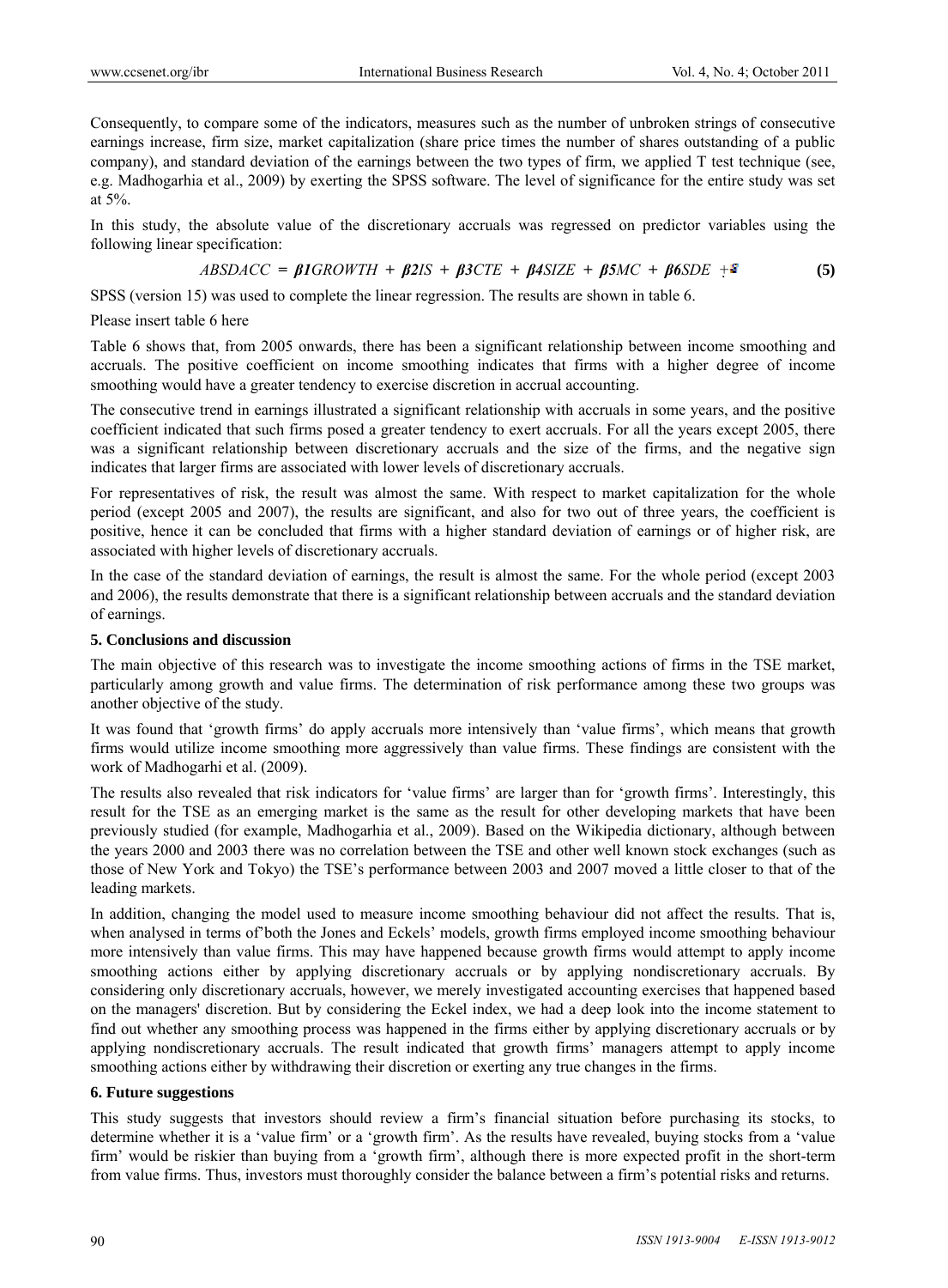Consequently, to compare some of the indicators, measures such as the number of unbroken strings of consecutive earnings increase, firm size, market capitalization (share price times the number of shares outstanding of a public company), and standard deviation of the earnings between the two types of firm, we applied T test technique (see, e.g. Madhogarhia et al., 2009) by exerting the SPSS software. The level of significance for the entire study was set at 5%.

In this study, the absolute value of the discretionary accruals was regressed on predictor variables using the following linear specification:

$$ABSDACC = \beta 1GROWTH + \beta 2IS + \beta 3CTE + \beta 4SIZE + \beta 5MC + \beta 6SDE + \varepsilon \quad (5)$$

SPSS (version 15) was used to complete the linear regression. The results are shown in table 6.

Please insert table 6 here

Table 6 shows that, from 2005 onwards, there has been a significant relationship between income smoothing and accruals. The positive coefficient on income smoothing indicates that firms with a higher degree of income smoothing would have a greater tendency to exercise discretion in accrual accounting.

The consecutive trend in earnings illustrated a significant relationship with accruals in some years, and the positive coefficient indicated that such firms posed a greater tendency to exert accruals. For all the years except 2005, there was a significant relationship between discretionary accruals and the size of the firms, and the negative sign indicates that larger firms are associated with lower levels of discretionary accruals.

For representatives of risk, the result was almost the same. With respect to market capitalization for the whole period (except 2005 and 2007), the results are significant, and also for two out of three years, the coefficient is positive, hence it can be concluded that firms with a higher standard deviation of earnings or of higher risk, are associated with higher levels of discretionary accruals.

In the case of the standard deviation of earnings, the result is almost the same. For the whole period (except 2003 and 2006), the results demonstrate that there is a significant relationship between accruals and the standard deviation of earnings.

## 5. Conclusions and discussion

The main objective of this research was to investigate the income smoothing actions of firms in the TSE market, particularly among growth and value firms. The determination of risk performance among these two groups was another objective of the study.

It was found that 'growth firms' do apply accruals more intensively than 'value firms', which means that growth firms would utilize income smoothing more aggressively than value firms. These findings are consistent with the work of Madhogarhi et al. (2009).

The results also revealed that risk indicators for 'value firms' are larger than for 'growth firms'. Interestingly, this result for the TSE as an emerging market is the same as the result for other developing markets that have been previously studied (for example, Madhogarhia et al., 2009). Based on the Wikipedia dictionary, although between the years 2000 and 2003 there was no correlation between the TSE and other well known stock exchanges (such as those of New York and Tokyo) the TSE's performance between 2003 and 2007 moved a little closer to that of the leading markets.

In addition, changing the model used to measure income smoothing behaviour did not affect the results. That is, when analysed in terms of'both the Jones and Eckels' models, growth firms employed income smoothing behaviour more intensively than value firms. This may have happened because growth firms would attempt to apply income smoothing actions either by applying discretionary accruals or by applying nondiscretionary accruals. By considering only discretionary accruals, however, we merely investigated accounting exercises that happened based on the managers' discretion. But by considering the Eckel index, we had a deep look into the income statement to find out whether any smoothing process was happened in the firms either by applying discretionary accruals or by applying nondiscretionary accruals. The result indicated that growth firms' managers attempt to apply income smoothing actions either by withdrawing their discretion or exerting any true changes in the firms.

## 6. Future suggestions

This study suggests that investors should review a firm's financial situation before purchasing its stocks, to determine whether it is a 'value firm' or a 'growth firm'. As the results have revealed, buying stocks from a 'value firm' would be riskier than buying from a 'growth firm', although there is more expected profit in the short-term from value firms. Thus, investors must thoroughly consider the balance between a firm's potential risks and returns.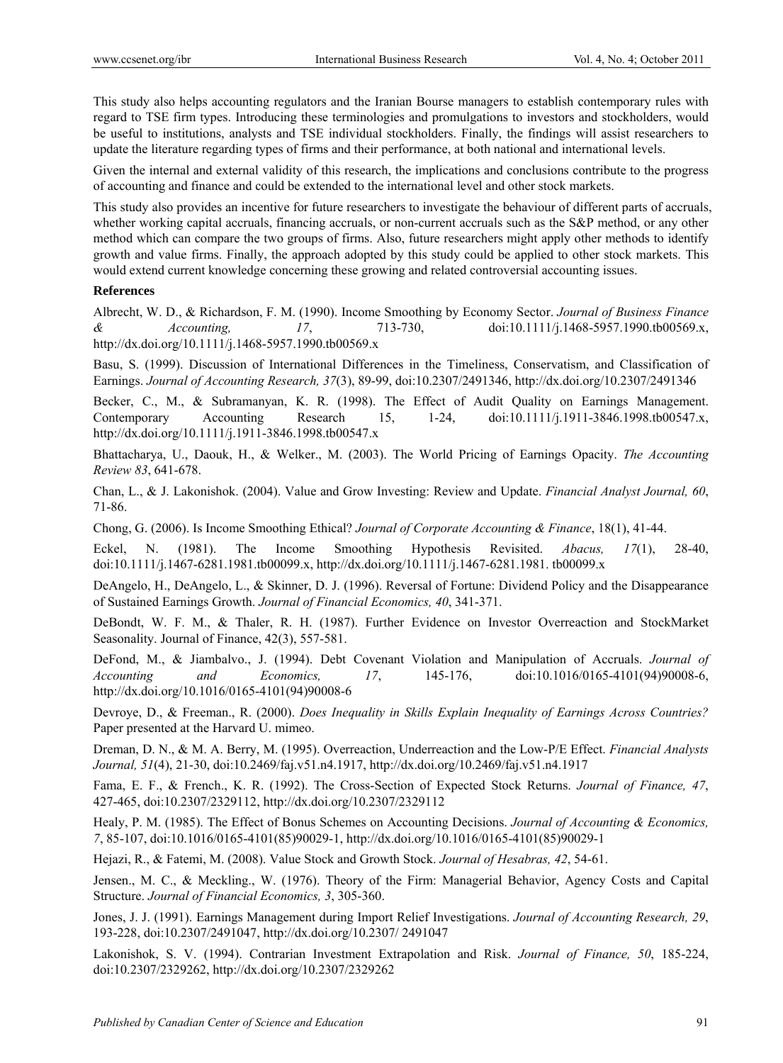This study also helps accounting regulators and the Iranian Bourse managers to establish contemporary rules with regard to TSE firm types. Introducing these terminologies and promulgations to investors and stockholders, would be useful to institutions, analysts and TSE individual stockholders. Finally, the findings will assist researchers to update the literature regarding types of firms and their performance, at both national and international levels.

Given the internal and external validity of this research, the implications and conclusions contribute to the progress of accounting and finance and could be extended to the international level and other stock markets.

This study also provides an incentive for future researchers to investigate the behaviour of different parts of accruals, whether working capital accruals, financing accruals, or non-current accruals such as the S&P method, or any other method which can compare the two groups of firms. Also, future researchers might apply other methods to identify growth and value firms. Finally, the approach adopted by this study could be applied to other stock markets. This would extend current knowledge concerning these growing and related controversial accounting issues.

**References**

Albrecht, W. D., & Richardson, F. M. (1990). Income Smoothing by Economy Sector. *Journal of Business Finance & Accounting, 17*, 713-730, doi:10.1111/j.1468-5957.1990.tb00569.x, http://dx.doi.org/10.1111/j.1468-5957.1990.tb00569.x

Basu, S. (1999). Discussion of International Differences in the Timeliness, Conservatism, and Classification of Earnings. *Journal of Accounting Research, 37*(3), 89-99, doi:10.2307/2491346, http://dx.doi.org/10.2307/2491346

Becker, C., M., & Subramanyan, K. R. (1998). The Effect of Audit Quality on Earnings Management. Contemporary Accounting Research 15, 1-24, doi:10.1111/j.1911-3846.1998.tb00547.x, http://dx.doi.org/10.1111/j.1911-3846.1998.tb00547.x

Bhattacharya, U., Daouk, H., & Welker., M. (2003). The World Pricing of Earnings Opacity. *The Accounting Review 83*, 641-678.

Chan, L., & J. Lakonishok. (2004). Value and Grow Investing: Review and Update. *Financial Analyst Journal, 60*, 71-86.

Chong, G. (2006). Is Income Smoothing Ethical? *Journal of Corporate Accounting & Finance*, 18(1), 41-44.

Eckel, N. (1981). The Income Smoothing Hypothesis Revisited. *Abacus, 17*(1), 28-40, doi:10.1111/j.1467-6281.1981.tb00099.x, http://dx.doi.org/10.1111/j.1467-6281.1981. tb00099.x

DeAngelo, H., DeAngelo, L., & Skinner, D. J. (1996). Reversal of Fortune: Dividend Policy and the Disappearance of Sustained Earnings Growth. *Journal of Financial Economics, 40*, 341-371.

DeBondt, W. F. M., & Thaler, R. H. (1987). Further Evidence on Investor Overreaction and StockMarket Seasonality. Journal of Finance, 42(3), 557-581.

DeFond, M., & Jiambalvo., J. (1994). Debt Covenant Violation and Manipulation of Accruals. *Journal of Accounting and Economics, 17*, 145-176, doi:10.1016/0165-4101(94)90008-6, http://dx.doi.org/10.1016/0165-4101(94)90008-6

Devroye, D., & Freeman., R. (2000). *Does Inequality in Skills Explain Inequality of Earnings Across Countries?* Paper presented at the Harvard U. mimeo.

Dreman, D. N., & M. A. Berry, M. (1995). Overreaction, Underreaction and the Low-P/E Effect. *Financial Analysts Journal, 51*(4), 21-30, doi:10.2469/faj.v51.n4.1917, http://dx.doi.org/10.2469/faj.v51.n4.1917

Fama, E. F., & French., K. R. (1992). The Cross-Section of Expected Stock Returns. *Journal of Finance, 47*, 427-465, doi:10.2307/2329112, http://dx.doi.org/10.2307/2329112

Healy, P. M. (1985). The Effect of Bonus Schemes on Accounting Decisions. *Journal of Accounting & Economics, 7*, 85-107, doi:10.1016/0165-4101(85)90029-1, http://dx.doi.org/10.1016/0165-4101(85)90029-1

Hejazi, R., & Fatemi, M. (2008). Value Stock and Growth Stock. *Journal of Hesabras, 42*, 54-61.

Jensen., M. C., & Meckling., W. (1976). Theory of the Firm: Managerial Behavior, Agency Costs and Capital Structure. *Journal of Financial Economics, 3*, 305-360.

Jones, J. J. (1991). Earnings Management during Import Relief Investigations. *Journal of Accounting Research, 29*, 193-228, doi:10.2307/2491047, http://dx.doi.org/10.2307/ 2491047

Lakonishok, S. V. (1994). Contrarian Investment Extrapolation and Risk. *Journal of Finance, 50*, 185-224, doi:10.2307/2329262, http://dx.doi.org/10.2307/2329262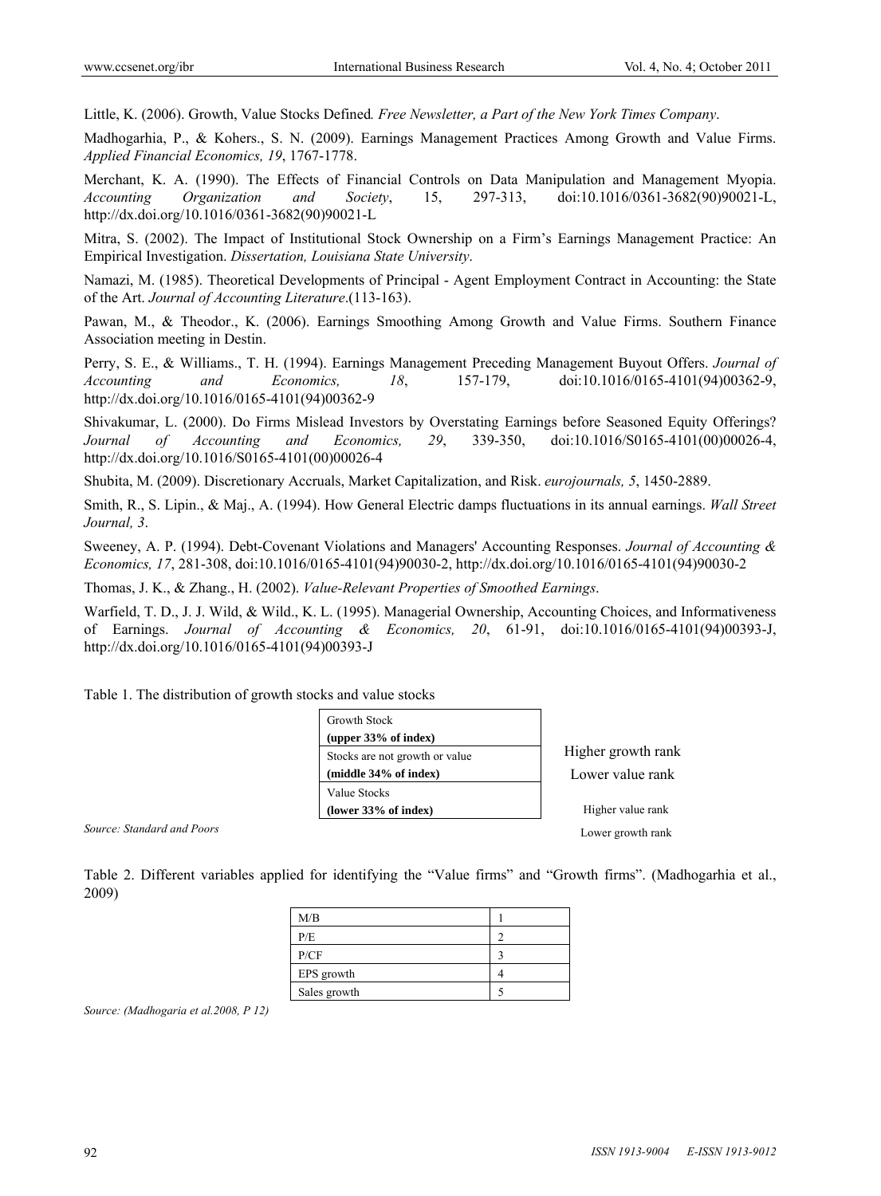Little, K. (2006). Growth, Value Stocks Defined*. Free Newsletter, a Part of the New York Times Company*.

Madhogarhia, P., & Kohers., S. N. (2009). Earnings Management Practices Among Growth and Value Firms. *Applied Financial Economics, 19*, 1767-1778.

Merchant, K. A. (1990). The Effects of Financial Controls on Data Manipulation and Management Myopia. *Accounting Organization and Society*, 15, 297-313, doi:10.1016/0361-3682(90)90021-L, http://dx.doi.org/10.1016/0361-3682(90)90021-L

Mitra, S. (2002). The Impact of Institutional Stock Ownership on a Firm's Earnings Management Practice: An Empirical Investigation. *Dissertation, Louisiana State University*.

Namazi, M. (1985). Theoretical Developments of Principal - Agent Employment Contract in Accounting: the State of the Art. *Journal of Accounting Literature*.(113-163).

Pawan, M., & Theodor., K. (2006). Earnings Smoothing Among Growth and Value Firms. Southern Finance Association meeting in Destin.

Perry, S. E., & Williams., T. H. (1994). Earnings Management Preceding Management Buyout Offers. *Journal of Accounting and Economics, 18*, 157-179, doi:10.1016/0165-4101(94)00362-9, http://dx.doi.org/10.1016/0165-4101(94)00362-9

Shivakumar, L. (2000). Do Firms Mislead Investors by Overstating Earnings before Seasoned Equity Offerings? *Journal of Accounting and Economics, 29*, 339-350, doi:10.1016/S0165-4101(00)00026-4, http://dx.doi.org/10.1016/S0165-4101(00)00026-4

Shubita, M. (2009). Discretionary Accruals, Market Capitalization, and Risk. *eurojournals, 5*, 1450-2889.

Smith, R., S. Lipin., & Maj., A. (1994). How General Electric damps fluctuations in its annual earnings. *Wall Street Journal, 3*.

Sweeney, A. P. (1994). Debt-Covenant Violations and Managers' Accounting Responses. *Journal of Accounting & Economics, 17*, 281-308, doi:10.1016/0165-4101(94)90030-2, http://dx.doi.org/10.1016/0165-4101(94)90030-2

Thomas, J. K., & Zhang., H. (2002). *Value-Relevant Properties of Smoothed Earnings*.

Warfield, T. D., J. J. Wild, & Wild., K. L. (1995). Managerial Ownership, Accounting Choices, and Informativeness of Earnings. *Journal of Accounting & Economics, 20*, 61-91, doi:10.1016/0165-4101(94)00393-J, http://dx.doi.org/10.1016/0165-4101(94)00393-J

Table 1. The distribution of growth stocks and value stocks

| Category | |
|---|---|
| Growth Stock **(upper 33% of index)** | Higher growth rank / Lower value rank |
| Stocks are not growth or value **(middle 34% of index)** | |
| Value Stocks **(lower 33% of index)** | Higher value rank / Lower growth rank |

*Source: Standard and Poors*

Table 2. Different variables applied for identifying the "Value firms" and "Growth firms". (Madhogarhia et al., 2009)

| Variable | |
|---|---|
| M/B | 1 |
| P/E | 2 |
| P/CF | 3 |
| EPS growth | 4 |
| Sales growth | 5 |

*Source: (Madhogaria et al.2008, P 12)*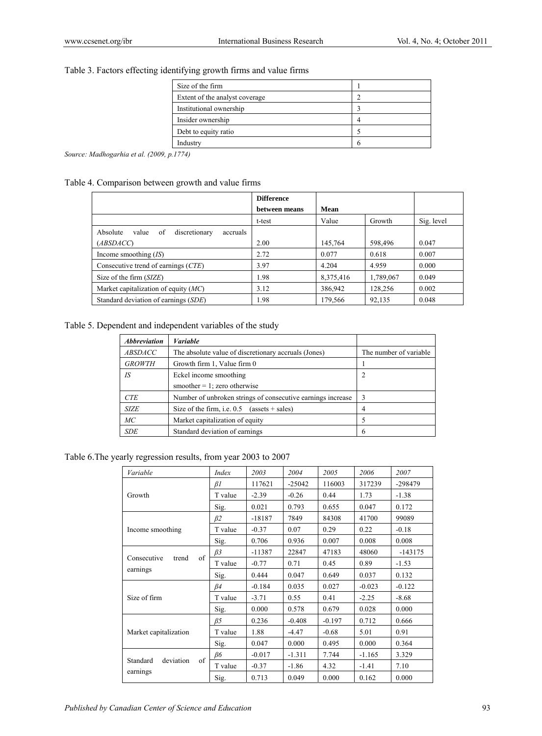Table 3. Factors effecting identifying growth firms and value firms

| | |
|---|---|
| Size of the firm | 1 |
| Extent of the analyst coverage | 2 |
| Institutional ownership | 3 |
| Insider ownership | 4 |
| Debt to equity ratio | 5 |
| Industry | 6 |

*Source: Madhogarhia et al. (2009, p.1774)*

Table 4. Comparison between growth and value firms

| | Difference between means | Mean | | |
|---|---|---|---|---|
| | t-test | Value | Growth | Sig. level |
| Absolute value of discretionary accruals (*ABSDACC*) | 2.00 | 145,764 | 598,496 | 0.047 |
| Income smoothing (*IS*) | 2.72 | 0.077 | 0.618 | 0.007 |
| Consecutive trend of earnings (*CTE*) | 3.97 | 4.204 | 4.959 | 0.000 |
| Size of the firm (*SIZE*) | 1.98 | 8,375,416 | 1,789,067 | 0.049 |
| Market capitalization of equity (*MC*) | 3.12 | 386,942 | 128,256 | 0.002 |
| Standard deviation of earnings (*SDE*) | 1.98 | 179,566 | 92,135 | 0.048 |

Table 5. Dependent and independent variables of the study

| ***Abbreviation*** | ***Variable*** | |
|---|---|---|
| *ABSDACC* | The absolute value of discretionary accruals (Jones) | The number of variable |
| *GROWTH* | Growth firm 1, Value firm 0 | 1 |
| *IS* | Eckel income smoothing<br>smoother = 1; zero otherwise | 2 |
| *CTE* | Number of unbroken strings of consecutive earnings increase | 3 |
| *SIZE* | Size of the firm, i.e. 0.5 (assets + sales) | 4 |
| *MC* | Market capitalization of equity | 5 |
| *SDE* | Standard deviation of earnings | 6 |

Table 6.The yearly regression results, from year 2003 to 2007

| *Variable* | *Index* | *2003* | *2004* | *2005* | *2006* | *2007* |
|---|---|---|---|---|---|---|
| Growth | $\beta 1$ | 117621 | -25042 | 116003 | 317239 | -298479 |
| | T value | -2.39 | -0.26 | 0.44 | 1.73 | -1.38 |
| | Sig. | 0.021 | 0.793 | 0.655 | 0.047 | 0.172 |
| Income smoothing | $\beta 2$ | -18187 | 7849 | 84308 | 41700 | 99089 |
| | T value | -0.37 | 0.07 | 0.29 | 0.22 | -0.18 |
| | Sig. | 0.706 | 0.936 | 0.007 | 0.008 | 0.008 |
| Consecutive trend of earnings | $\beta 3$ | -11387 | 22847 | 47183 | 48060 | -143175 |
| | T value | -0.77 | 0.71 | 0.45 | 0.89 | -1.53 |
| | Sig. | 0.444 | 0.047 | 0.649 | 0.037 | 0.132 |
| Size of firm | $\beta 4$ | -0.184 | 0.035 | 0.027 | -0.023 | -0.122 |
| | T value | -3.71 | 0.55 | 0.41 | -2.25 | -8.68 |
| | Sig. | 0.000 | 0.578 | 0.679 | 0.028 | 0.000 |
| Market capitalization | $\beta 5$ | 0.236 | -0.408 | -0.197 | 0.712 | 0.666 |
| | T value | 1.88 | -4.47 | -0.68 | 5.01 | 0.91 |
| | Sig. | 0.047 | 0.000 | 0.495 | 0.000 | 0.364 |
| Standard deviation of earnings | $\beta 6$ | -0.017 | -1.311 | 7.744 | -1.165 | 3.329 |
| | T value | -0.37 | -1.86 | 4.32 | -1.41 | 7.10 |
| | Sig. | 0.713 | 0.049 | 0.000 | 0.162 | 0.000 |